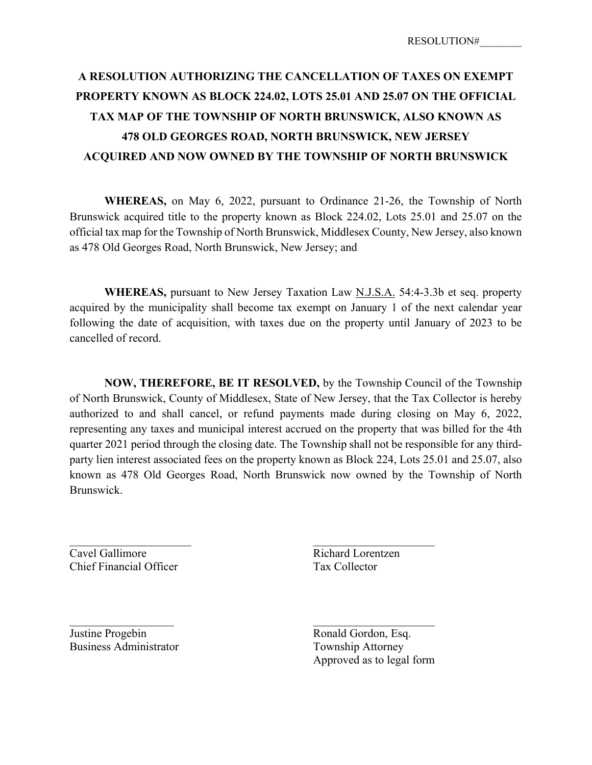RESOLUTION#________

# A RESOLUTION AUTHORIZING THE CANCELLATION OF TAXES ON EXEMPT PROPERTY KNOWN AS BLOCK 224.02, LOTS 25.01 AND 25.07 ON THE OFFICIAL TAX MAP OF THE TOWNSHIP OF NORTH BRUNSWICK, ALSO KNOWN AS 478 OLD GEORGES ROAD, NORTH BRUNSWICK, NEW JERSEY ACQUIRED AND NOW OWNED BY THE TOWNSHIP OF NORTH BRUNSWICK

**WHEREAS,** on May 6, 2022, pursuant to Ordinance 21-26, the Township of North Brunswick acquired title to the property known as Block 224.02, Lots 25.01 and 25.07 on the official tax map for the Township of North Brunswick, Middlesex County, New Jersey, also known as 478 Old Georges Road, North Brunswick, New Jersey; and

**WHEREAS,** pursuant to New Jersey Taxation Law N.J.S.A. 54:4-3.3b et seq. property acquired by the municipality shall become tax exempt on January 1 of the next calendar year following the date of acquisition, with taxes due on the property until January of 2023 to be cancelled of record.

**NOW, THEREFORE, BE IT RESOLVED,** by the Township Council of the Township of North Brunswick, County of Middlesex, State of New Jersey, that the Tax Collector is hereby authorized to and shall cancel, or refund payments made during closing on May 6, 2022, representing any taxes and municipal interest accrued on the property that was billed for the 4th quarter 2021 period through the closing date. The Township shall not be responsible for any third-party lien interest associated fees on the property known as Block 224, Lots 25.01 and 25.07, also known as 478 Old Georges Road, North Brunswick now owned by the Township of North Brunswick.

______________________
Cavel Gallimore
Chief Financial Officer

______________________
Richard Lorentzen
Tax Collector

______________________
Justine Progebin
Business Administrator

______________________
Ronald Gordon, Esq.
Township Attorney
Approved as to legal form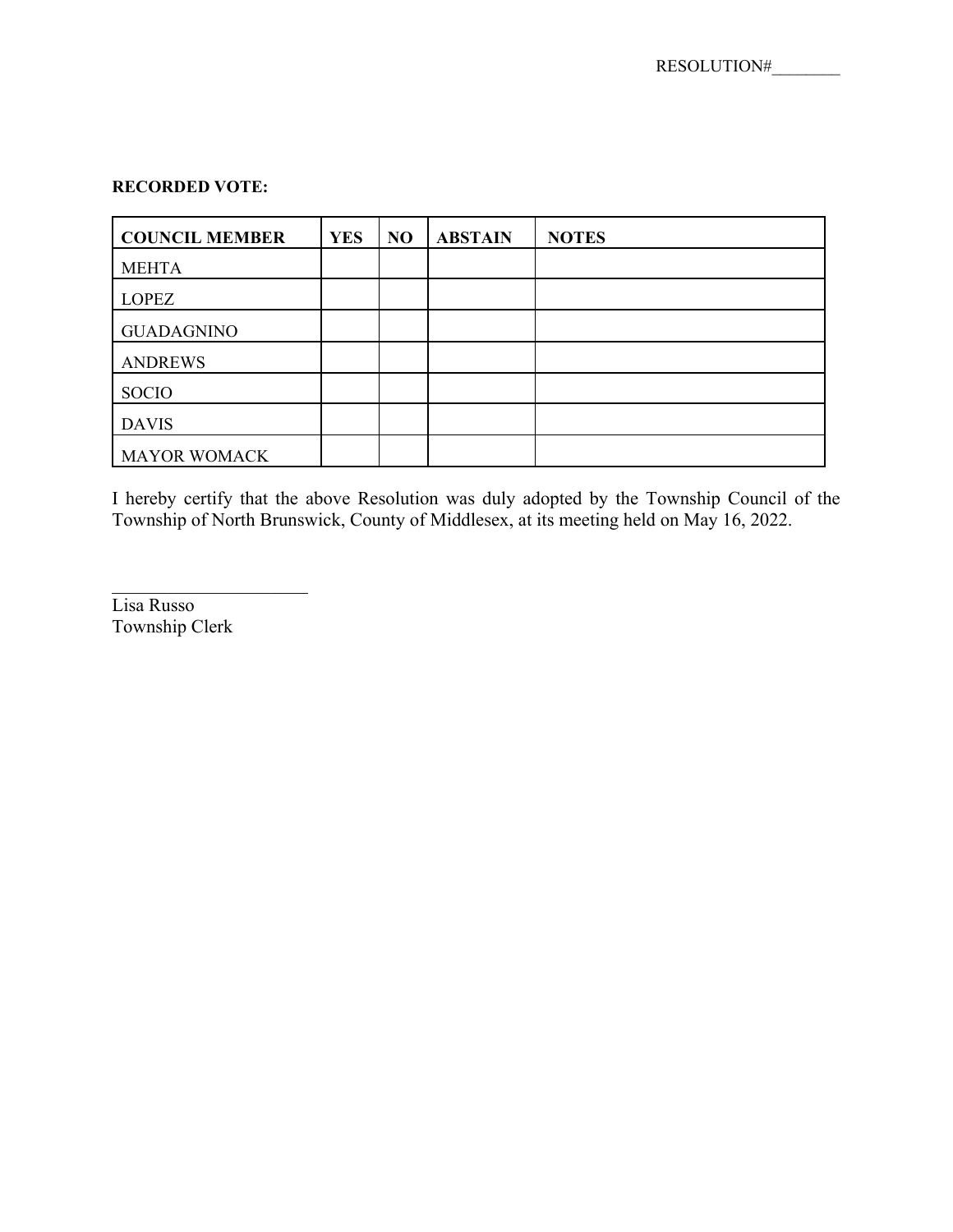RESOLUTION#________

**RECORDED VOTE:**

| COUNCIL MEMBER | YES | NO | ABSTAIN | NOTES |
|---|---|---|---|---|
| MEHTA | | | | |
| LOPEZ | | | | |
| GUADAGNINO | | | | |
| ANDREWS | | | | |
| SOCIO | | | | |
| DAVIS | | | | |
| MAYOR WOMACK | | | | |

I hereby certify that the above Resolution was duly adopted by the Township Council of the Township of North Brunswick, County of Middlesex, at its meeting held on May 16, 2022.

______________________
Lisa Russo
Township Clerk